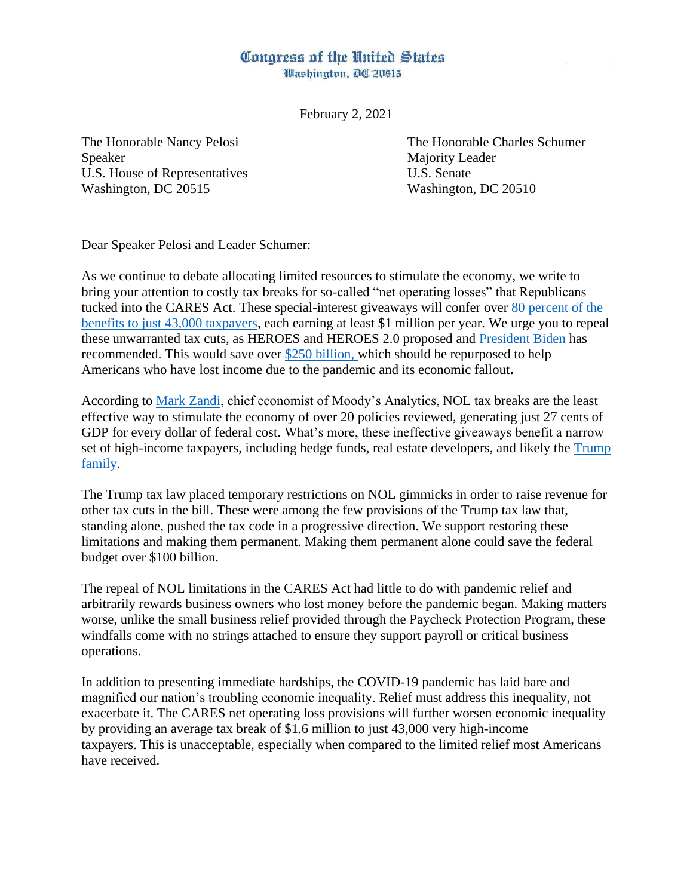# Congress of the United States
Washington, DC 20515

February 2, 2021

The Honorable Nancy Pelosi
Speaker
U.S. House of Representatives
Washington, DC 20515

The Honorable Charles Schumer
Majority Leader
U.S. Senate
Washington, DC 20510

Dear Speaker Pelosi and Leader Schumer:

As we continue to debate allocating limited resources to stimulate the economy, we write to bring your attention to costly tax breaks for so-called "net operating losses" that Republicans tucked into the CARES Act. These special-interest giveaways will confer over 80 percent of the benefits to just 43,000 taxpayers, each earning at least $1 million per year. We urge you to repeal these unwarranted tax cuts, as HEROES and HEROES 2.0 proposed and President Biden has recommended. This would save over $250 billion, which should be repurposed to help Americans who have lost income due to the pandemic and its economic fallout**.**

According to Mark Zandi, chief economist of Moody's Analytics, NOL tax breaks are the least effective way to stimulate the economy of over 20 policies reviewed, generating just 27 cents of GDP for every dollar of federal cost. What's more, these ineffective giveaways benefit a narrow set of high-income taxpayers, including hedge funds, real estate developers, and likely the Trump family.

The Trump tax law placed temporary restrictions on NOL gimmicks in order to raise revenue for other tax cuts in the bill. These were among the few provisions of the Trump tax law that, standing alone, pushed the tax code in a progressive direction. We support restoring these limitations and making them permanent. Making them permanent alone could save the federal budget over $100 billion.

The repeal of NOL limitations in the CARES Act had little to do with pandemic relief and arbitrarily rewards business owners who lost money before the pandemic began. Making matters worse, unlike the small business relief provided through the Paycheck Protection Program, these windfalls come with no strings attached to ensure they support payroll or critical business operations.

In addition to presenting immediate hardships, the COVID-19 pandemic has laid bare and magnified our nation's troubling economic inequality. Relief must address this inequality, not exacerbate it. The CARES net operating loss provisions will further worsen economic inequality by providing an average tax break of $1.6 million to just 43,000 very high-income taxpayers. This is unacceptable, especially when compared to the limited relief most Americans have received.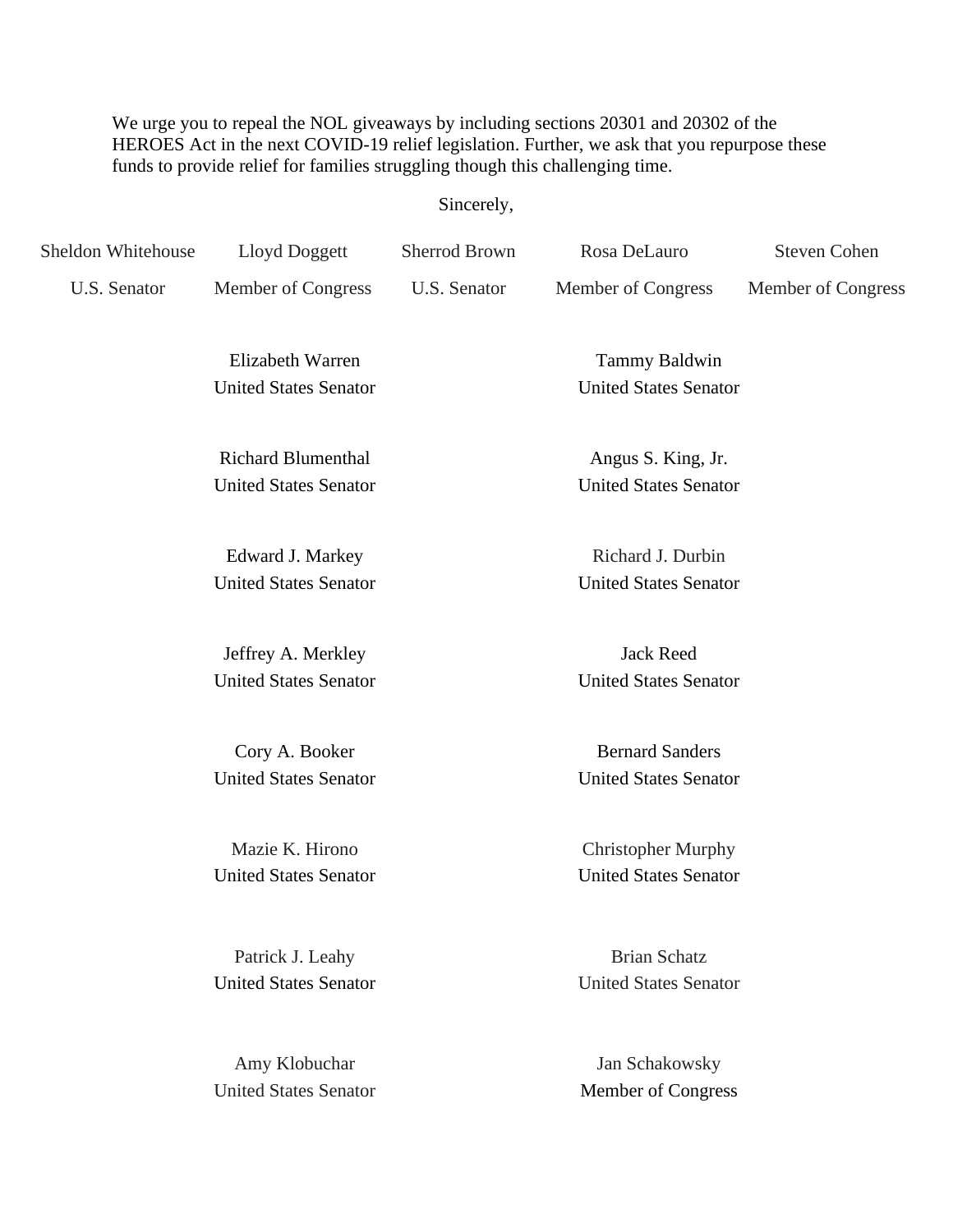We urge you to repeal the NOL giveaways by including sections 20301 and 20302 of the HEROES Act in the next COVID-19 relief legislation. Further, we ask that you repurpose these funds to provide relief for families struggling though this challenging time.

Sincerely,

Sheldon Whitehouse
U.S. Senator

Lloyd Doggett
Member of Congress

Sherrod Brown
U.S. Senator

Rosa DeLauro
Member of Congress

Steven Cohen
Member of Congress

Elizabeth Warren
United States Senator

Tammy Baldwin
United States Senator

Richard Blumenthal
United States Senator

Angus S. King, Jr.
United States Senator

Edward J. Markey
United States Senator

Richard J. Durbin
United States Senator

Jeffrey A. Merkley
United States Senator

Jack Reed
United States Senator

Cory A. Booker
United States Senator

Bernard Sanders
United States Senator

Mazie K. Hirono
United States Senator

Christopher Murphy
United States Senator

Patrick J. Leahy
United States Senator

Brian Schatz
United States Senator

Amy Klobuchar
United States Senator

Jan Schakowsky
Member of Congress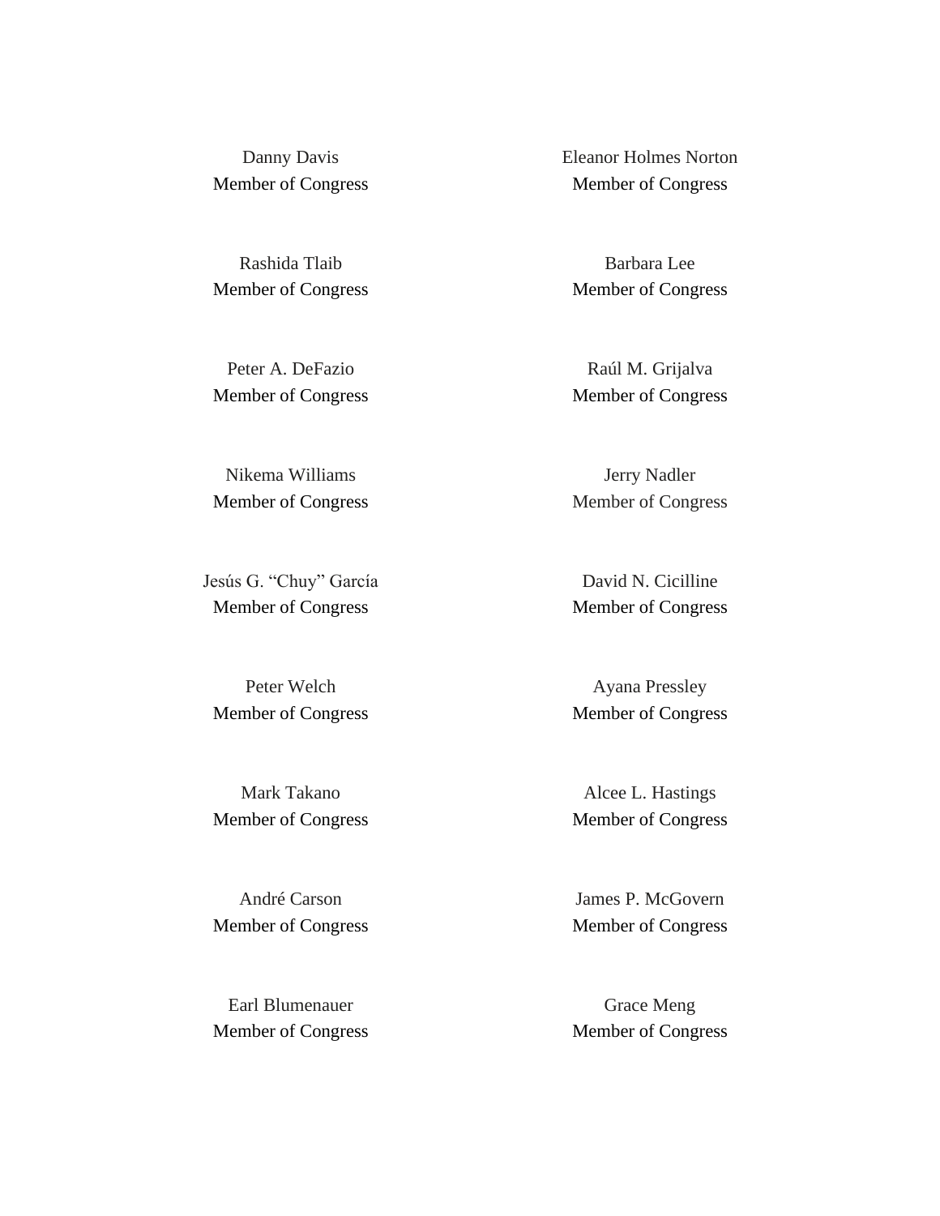Danny Davis
Member of Congress

Eleanor Holmes Norton
Member of Congress

Rashida Tlaib
Member of Congress

Barbara Lee
Member of Congress

Peter A. DeFazio
Member of Congress

Raúl M. Grijalva
Member of Congress

Nikema Williams
Member of Congress

Jerry Nadler
Member of Congress

Jesús G. "Chuy" García
Member of Congress

David N. Cicilline
Member of Congress

Peter Welch
Member of Congress

Ayana Pressley
Member of Congress

Mark Takano
Member of Congress

Alcee L. Hastings
Member of Congress

André Carson
Member of Congress

James P. McGovern
Member of Congress

Earl Blumenauer
Member of Congress

Grace Meng
Member of Congress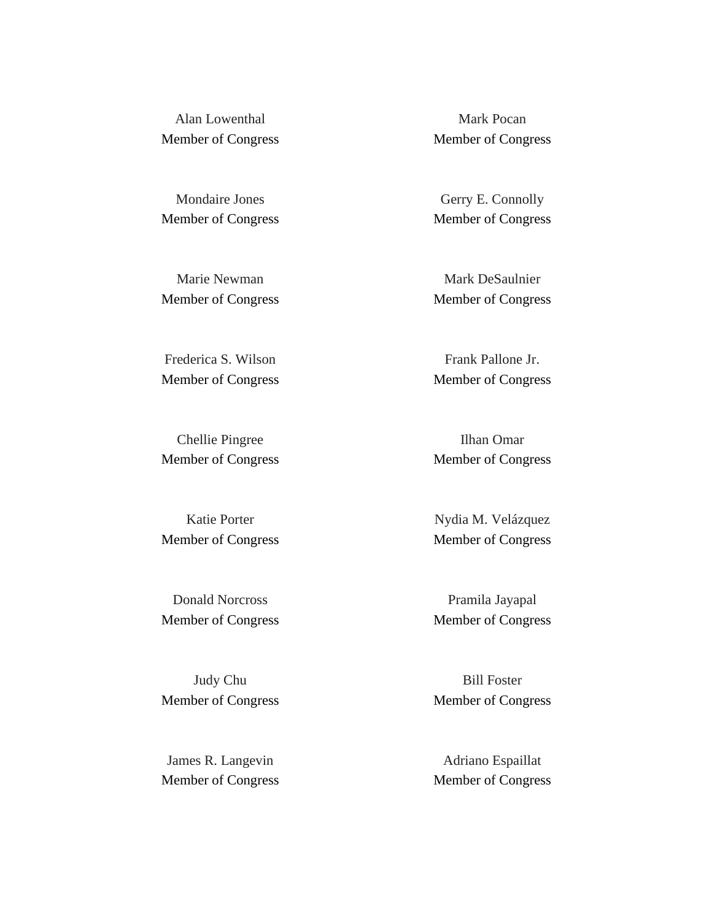Alan Lowenthal
Member of Congress

Mark Pocan
Member of Congress

Mondaire Jones
Member of Congress

Gerry E. Connolly
Member of Congress

Marie Newman
Member of Congress

Mark DeSaulnier
Member of Congress

Frederica S. Wilson
Member of Congress

Frank Pallone Jr.
Member of Congress

Chellie Pingree
Member of Congress

Ilhan Omar
Member of Congress

Katie Porter
Member of Congress

Nydia M. Velázquez
Member of Congress

Donald Norcross
Member of Congress

Pramila Jayapal
Member of Congress

Judy Chu
Member of Congress

Bill Foster
Member of Congress

James R. Langevin
Member of Congress

Adriano Espaillat
Member of Congress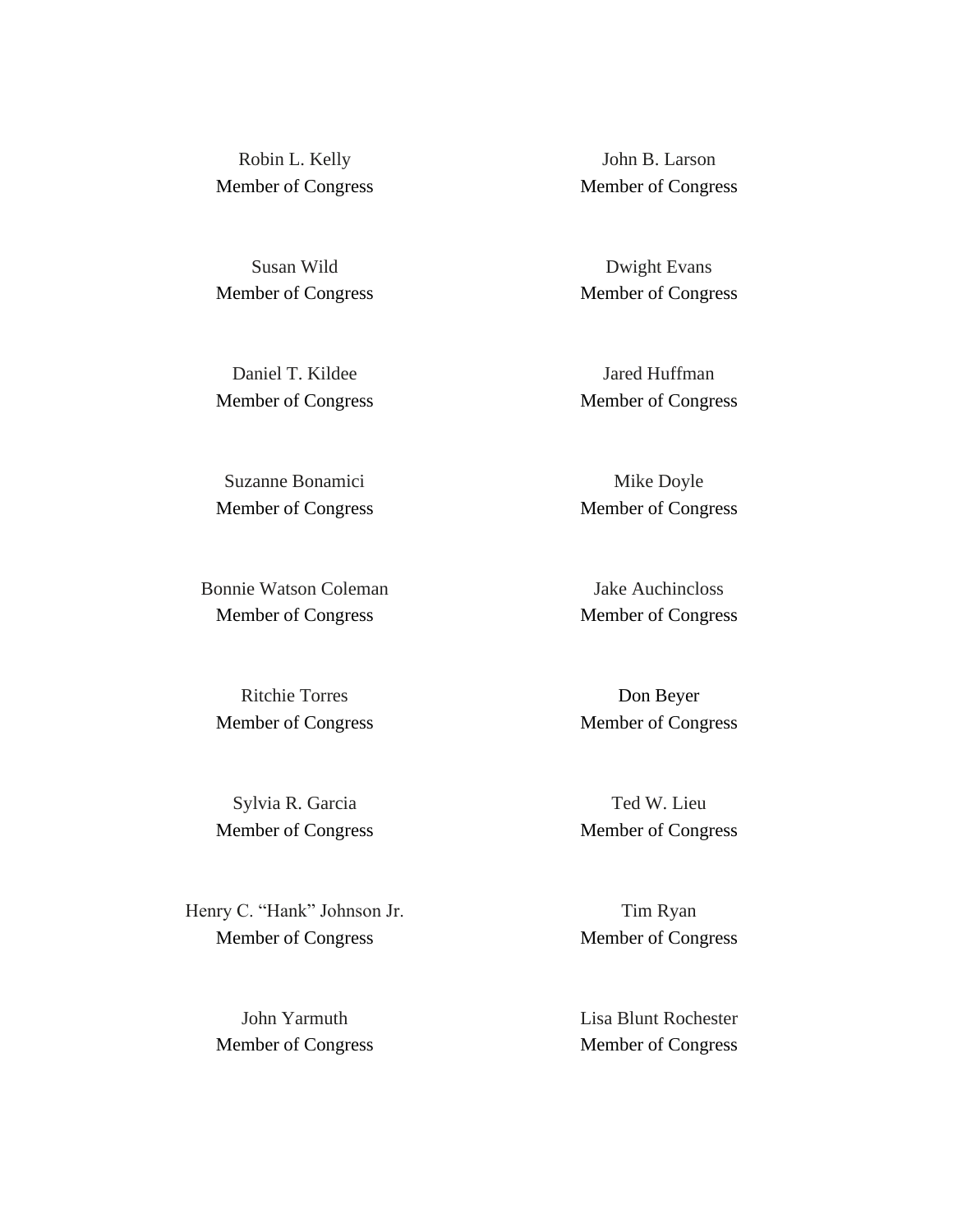Robin L. Kelly
Member of Congress

John B. Larson
Member of Congress

Susan Wild
Member of Congress

Dwight Evans
Member of Congress

Daniel T. Kildee
Member of Congress

Jared Huffman
Member of Congress

Suzanne Bonamici
Member of Congress

Mike Doyle
Member of Congress

Bonnie Watson Coleman
Member of Congress

Jake Auchincloss
Member of Congress

Ritchie Torres
Member of Congress

Don Beyer
Member of Congress

Sylvia R. Garcia
Member of Congress

Ted W. Lieu
Member of Congress

Henry C. "Hank" Johnson Jr.
Member of Congress

Tim Ryan
Member of Congress

John Yarmuth
Member of Congress

Lisa Blunt Rochester
Member of Congress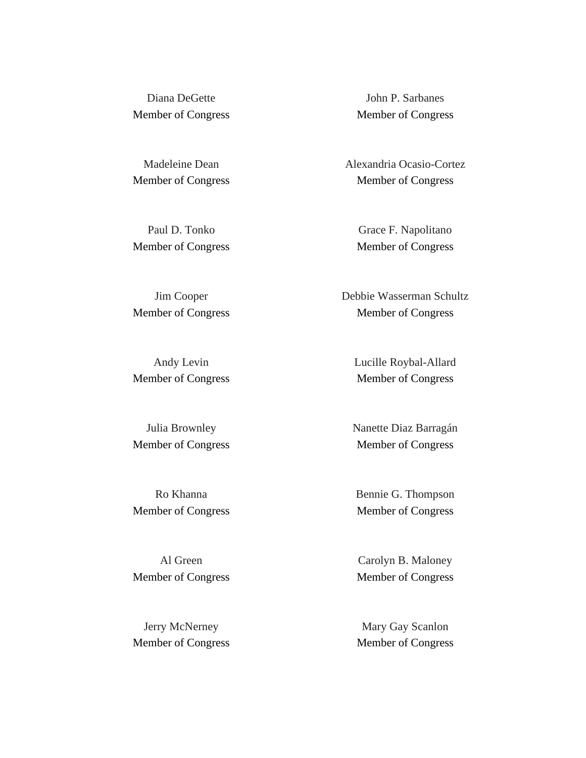Diana DeGette
Member of Congress

John P. Sarbanes
Member of Congress

Madeleine Dean
Member of Congress

Alexandria Ocasio-Cortez
Member of Congress

Paul D. Tonko
Member of Congress

Grace F. Napolitano
Member of Congress

Jim Cooper
Member of Congress

Debbie Wasserman Schultz
Member of Congress

Andy Levin
Member of Congress

Lucille Roybal-Allard
Member of Congress

Julia Brownley
Member of Congress

Nanette Diaz Barragán
Member of Congress

Ro Khanna
Member of Congress

Bennie G. Thompson
Member of Congress

Al Green
Member of Congress

Carolyn B. Maloney
Member of Congress

Jerry McNerney
Member of Congress

Mary Gay Scanlon
Member of Congress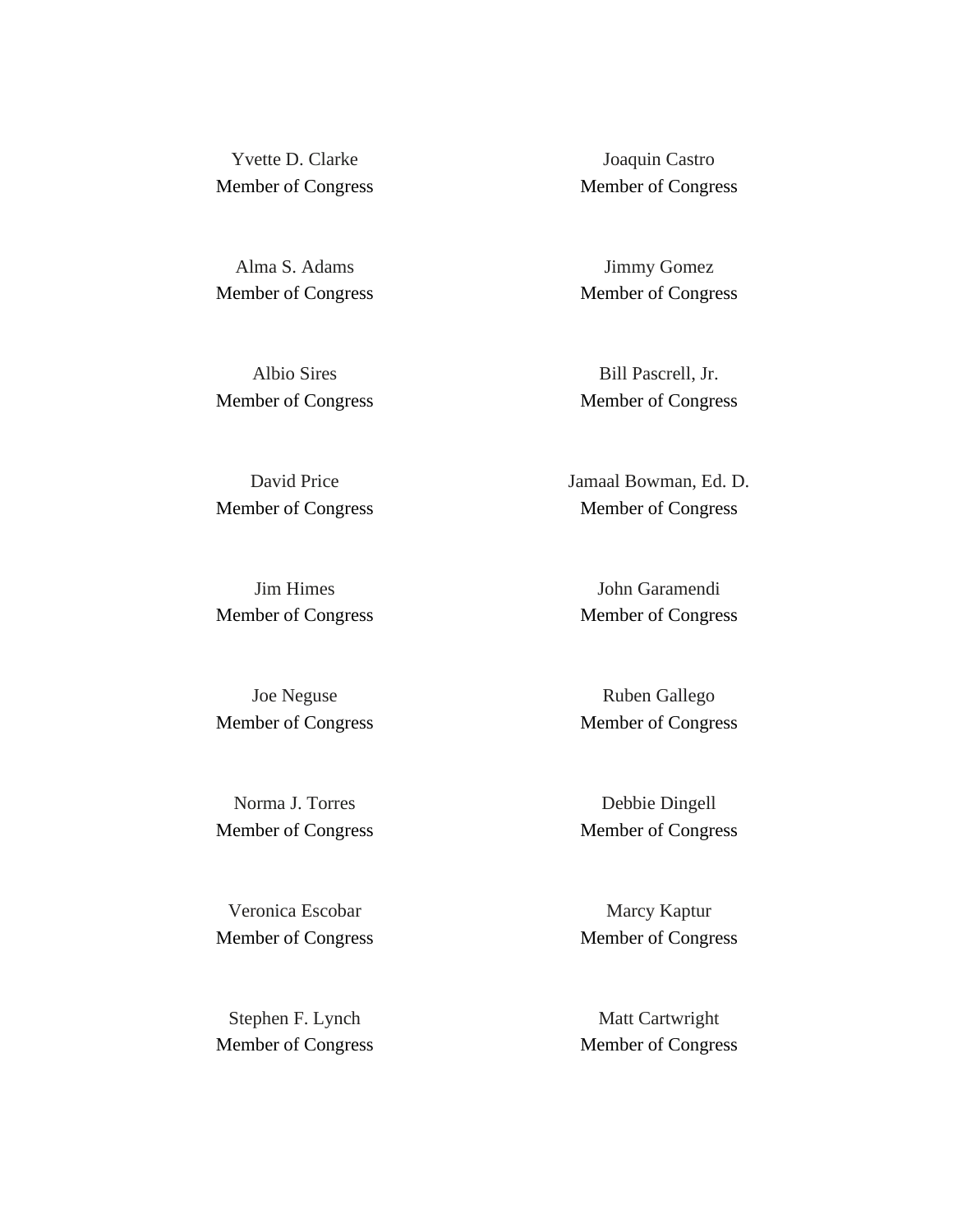Yvette D. Clarke
Member of Congress

Joaquin Castro
Member of Congress

Alma S. Adams
Member of Congress

Jimmy Gomez
Member of Congress

Albio Sires
Member of Congress

Bill Pascrell, Jr.
Member of Congress

David Price
Member of Congress

Jamaal Bowman, Ed. D.
Member of Congress

Jim Himes
Member of Congress

John Garamendi
Member of Congress

Joe Neguse
Member of Congress

Ruben Gallego
Member of Congress

Norma J. Torres
Member of Congress

Debbie Dingell
Member of Congress

Veronica Escobar
Member of Congress

Marcy Kaptur
Member of Congress

Stephen F. Lynch
Member of Congress

Matt Cartwright
Member of Congress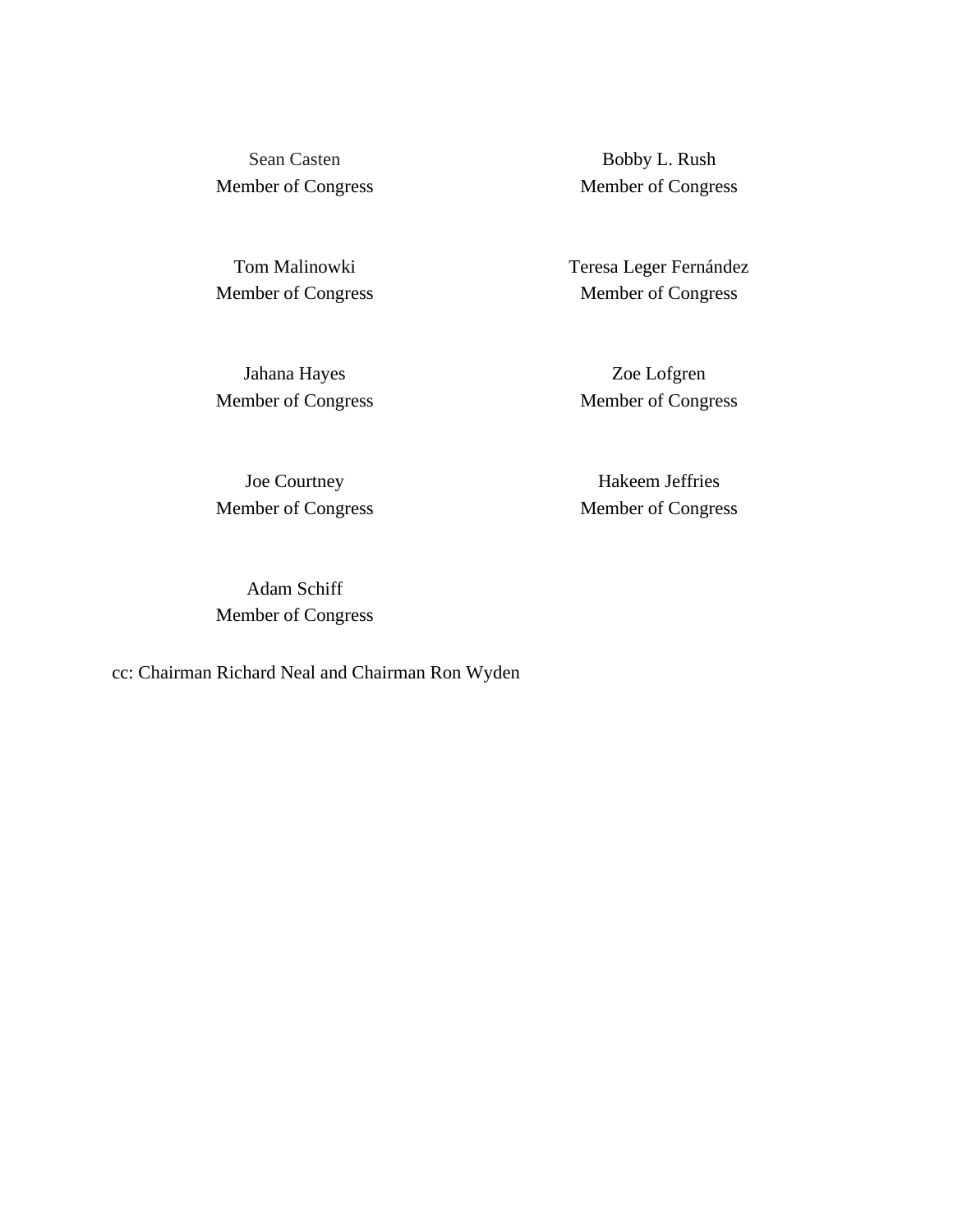Sean Casten
Member of Congress

Bobby L. Rush
Member of Congress

Tom Malinowski
Member of Congress

Teresa Leger Fernández
Member of Congress

Jahana Hayes
Member of Congress

Zoe Lofgren
Member of Congress

Joe Courtney
Member of Congress

Hakeem Jeffries
Member of Congress

Adam Schiff
Member of Congress

cc: Chairman Richard Neal and Chairman Ron Wyden